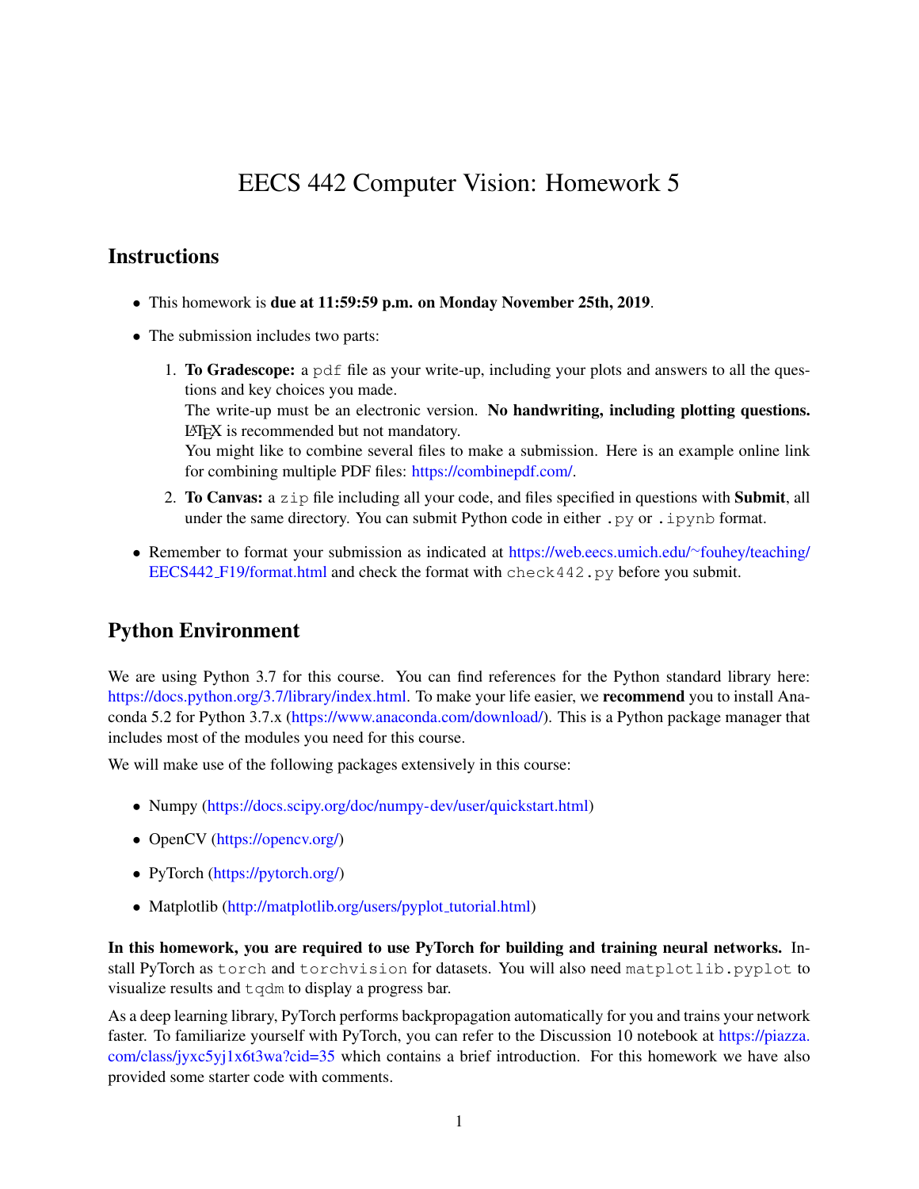# EECS 442 Computer Vision: Homework 5

## Instructions

- This homework is **due at 11:59:59 p.m. on Monday November 25th, 2019**.
- The submission includes two parts:
  1. **To Gradescope:** a `pdf` file as your write-up, including your plots and answers to all the questions and key choices you made.
     The write-up must be an electronic version. **No handwriting, including plotting questions.** LaTeX is recommended but not mandatory.
     You might like to combine several files to make a submission. Here is an example online link for combining multiple PDF files: https://combinepdf.com/.
  2. **To Canvas:** a `zip` file including all your code, and files specified in questions with **Submit**, all under the same directory. You can submit Python code in either `.py` or `.ipynb` format.
- Remember to format your submission as indicated at https://web.eecs.umich.edu/~fouhey/teaching/EECS442_F19/format.html and check the format with `check442.py` before you submit.

## Python Environment

We are using Python 3.7 for this course. You can find references for the Python standard library here: https://docs.python.org/3.7/library/index.html. To make your life easier, we **recommend** you to install Anaconda 5.2 for Python 3.7.x (https://www.anaconda.com/download/). This is a Python package manager that includes most of the modules you need for this course.

We will make use of the following packages extensively in this course:

- Numpy (https://docs.scipy.org/doc/numpy-dev/user/quickstart.html)
- OpenCV (https://opencv.org/)
- PyTorch (https://pytorch.org/)
- Matplotlib (http://matplotlib.org/users/pyplot_tutorial.html)

**In this homework, you are required to use PyTorch for building and training neural networks.** Install PyTorch as `torch` and `torchvision` for datasets. You will also need `matplotlib.pyplot` to visualize results and `tqdm` to display a progress bar.

As a deep learning library, PyTorch performs backpropagation automatically for you and trains your network faster. To familiarize yourself with PyTorch, you can refer to the Discussion 10 notebook at https://piazza.com/class/jyxc5yj1x6t3wa?cid=35 which contains a brief introduction. For this homework we have also provided some starter code with comments.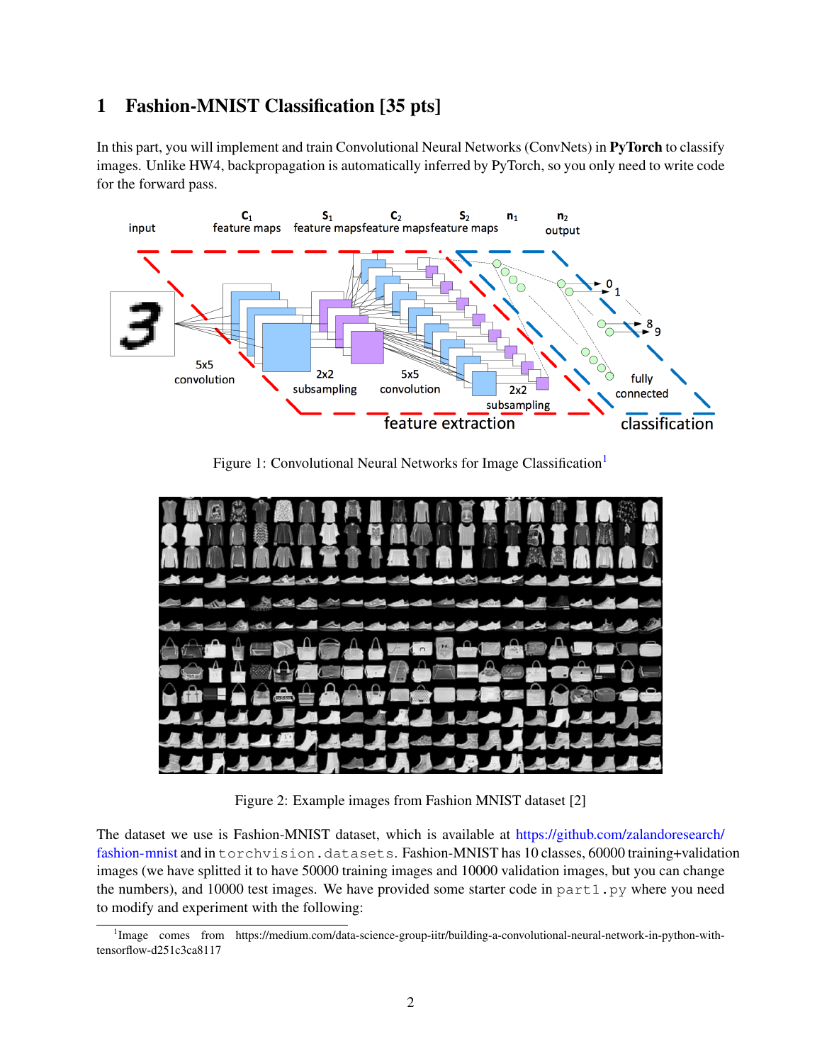# 1 Fashion-MNIST Classification [35 pts]

In this part, you will implement and train Convolutional Neural Networks (ConvNets) in **PyTorch** to classify images. Unlike HW4, backpropagation is automatically inferred by PyTorch, so you only need to write code for the forward pass.

Figure 1: Convolutional Neural Networks for Image Classification[1]

Figure 2: Example images from Fashion MNIST dataset [2]

The dataset we use is Fashion-MNIST dataset, which is available at https://github.com/zalandoresearch/fashion-mnist and in `torchvision.datasets`. Fashion-MNIST has 10 classes, 60000 training+validation images (we have splitted it to have 50000 training images and 10000 validation images, but you can change the numbers), and 10000 test images. We have provided some starter code in `part1.py` where you need to modify and experiment with the following:

[1] Image comes from https://medium.com/data-science-group-iitr/building-a-convolutional-neural-network-in-python-with-tensorflow-d251c3ca8117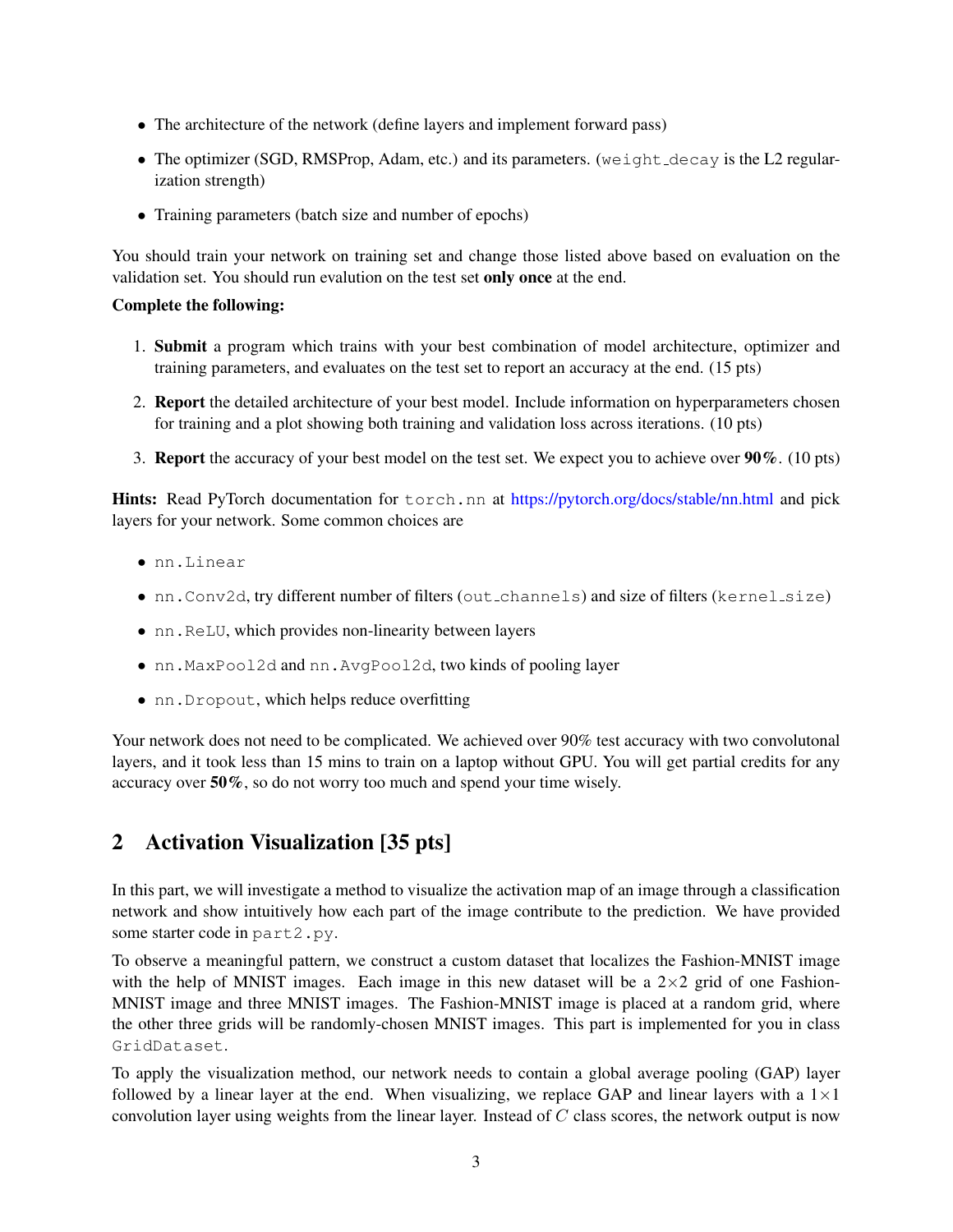- The architecture of the network (define layers and implement forward pass)
- The optimizer (SGD, RMSProp, Adam, etc.) and its parameters. (`weight_decay` is the L2 regularization strength)
- Training parameters (batch size and number of epochs)

You should train your network on training set and change those listed above based on evaluation on the validation set. You should run evalution on the test set **only once** at the end.

**Complete the following:**

1. **Submit** a program which trains with your best combination of model architecture, optimizer and training parameters, and evaluates on the test set to report an accuracy at the end. (15 pts)
2. **Report** the detailed architecture of your best model. Include information on hyperparameters chosen for training and a plot showing both training and validation loss across iterations. (10 pts)
3. **Report** the accuracy of your best model on the test set. We expect you to achieve over **90%**. (10 pts)

**Hints:** Read PyTorch documentation for `torch.nn` at https://pytorch.org/docs/stable/nn.html and pick layers for your network. Some common choices are

- `nn.Linear`
- `nn.Conv2d`, try different number of filters (`out_channels`) and size of filters (`kernel_size`)
- `nn.ReLU`, which provides non-linearity between layers
- `nn.MaxPool2d` and `nn.AvgPool2d`, two kinds of pooling layer
- `nn.Dropout`, which helps reduce overfitting

Your network does not need to be complicated. We achieved over 90% test accuracy with two convolutonal layers, and it took less than 15 mins to train on a laptop without GPU. You will get partial credits for any accuracy over **50%**, so do not worry too much and spend your time wisely.

## 2 Activation Visualization [35 pts]

In this part, we will investigate a method to visualize the activation map of an image through a classification network and show intuitively how each part of the image contribute to the prediction. We have provided some starter code in `part2.py`.

To observe a meaningful pattern, we construct a custom dataset that localizes the Fashion-MNIST image with the help of MNIST images. Each image in this new dataset will be a $2 \times 2$ grid of one Fashion-MNIST image and three MNIST images. The Fashion-MNIST image is placed at a random grid, where the other three grids will be randomly-chosen MNIST images. This part is implemented for you in class `GridDataset`.

To apply the visualization method, our network needs to contain a global average pooling (GAP) layer followed by a linear layer at the end. When visualizing, we replace GAP and linear layers with a $1 \times 1$ convolution layer using weights from the linear layer. Instead of $C$ class scores, the network output is now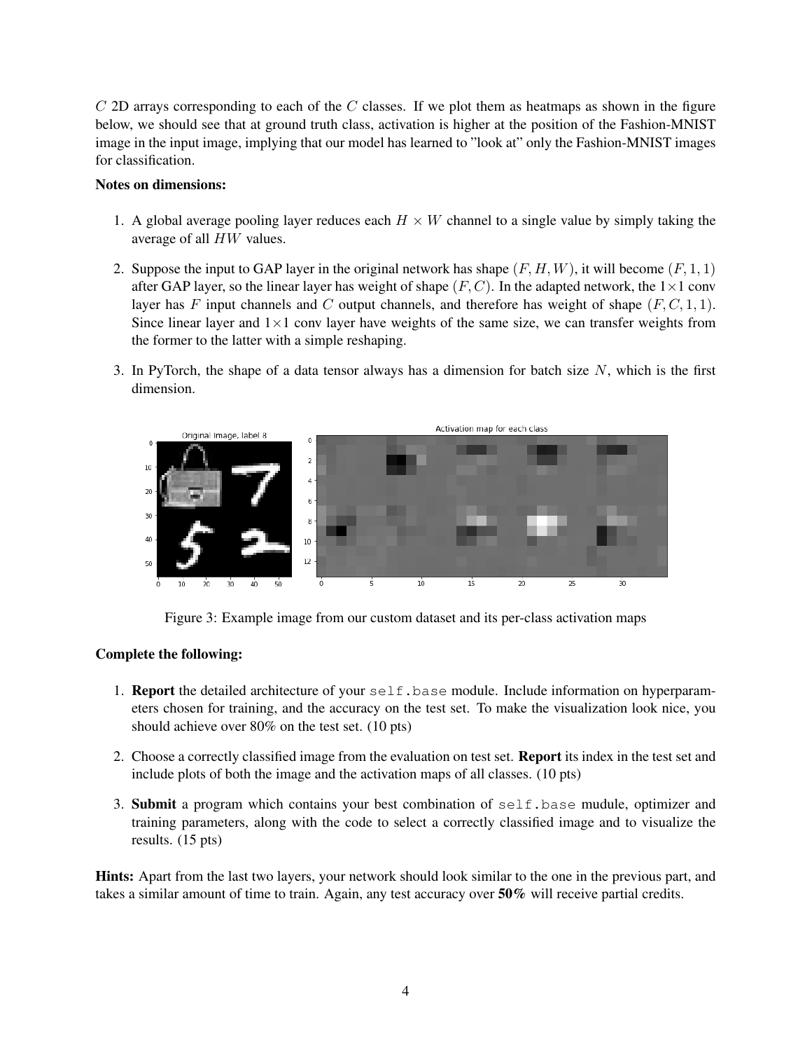$C$ 2D arrays corresponding to each of the $C$ classes. If we plot them as heatmaps as shown in the figure below, we should see that at ground truth class, activation is higher at the position of the Fashion-MNIST image in the input image, implying that our model has learned to "look at" only the Fashion-MNIST images for classification.

**Notes on dimensions:**

1. A global average pooling layer reduces each $H \times W$ channel to a single value by simply taking the average of all $HW$ values.
2. Suppose the input to GAP layer in the original network has shape $(F, H, W)$, it will become $(F, 1, 1)$ after GAP layer, so the linear layer has weight of shape $(F, C)$. In the adapted network, the $1\times1$ conv layer has $F$ input channels and $C$ output channels, and therefore has weight of shape $(F, C, 1, 1)$. Since linear layer and $1\times1$ conv layer have weights of the same size, we can transfer weights from the former to the latter with a simple reshaping.
3. In PyTorch, the shape of a data tensor always has a dimension for batch size $N$, which is the first dimension.

Figure 3: Example image from our custom dataset and its per-class activation maps

**Complete the following:**

1. **Report** the detailed architecture of your `self.base` module. Include information on hyperparameters chosen for training, and the accuracy on the test set. To make the visualization look nice, you should achieve over 80% on the test set. (10 pts)
2. Choose a correctly classified image from the evaluation on test set. **Report** its index in the test set and include plots of both the image and the activation maps of all classes. (10 pts)
3. **Submit** a program which contains your best combination of `self.base` mudule, optimizer and training parameters, along with the code to select a correctly classified image and to visualize the results. (15 pts)

**Hints:** Apart from the last two layers, your network should look similar to the one in the previous part, and takes a similar amount of time to train. Again, any test accuracy over **50%** will receive partial credits.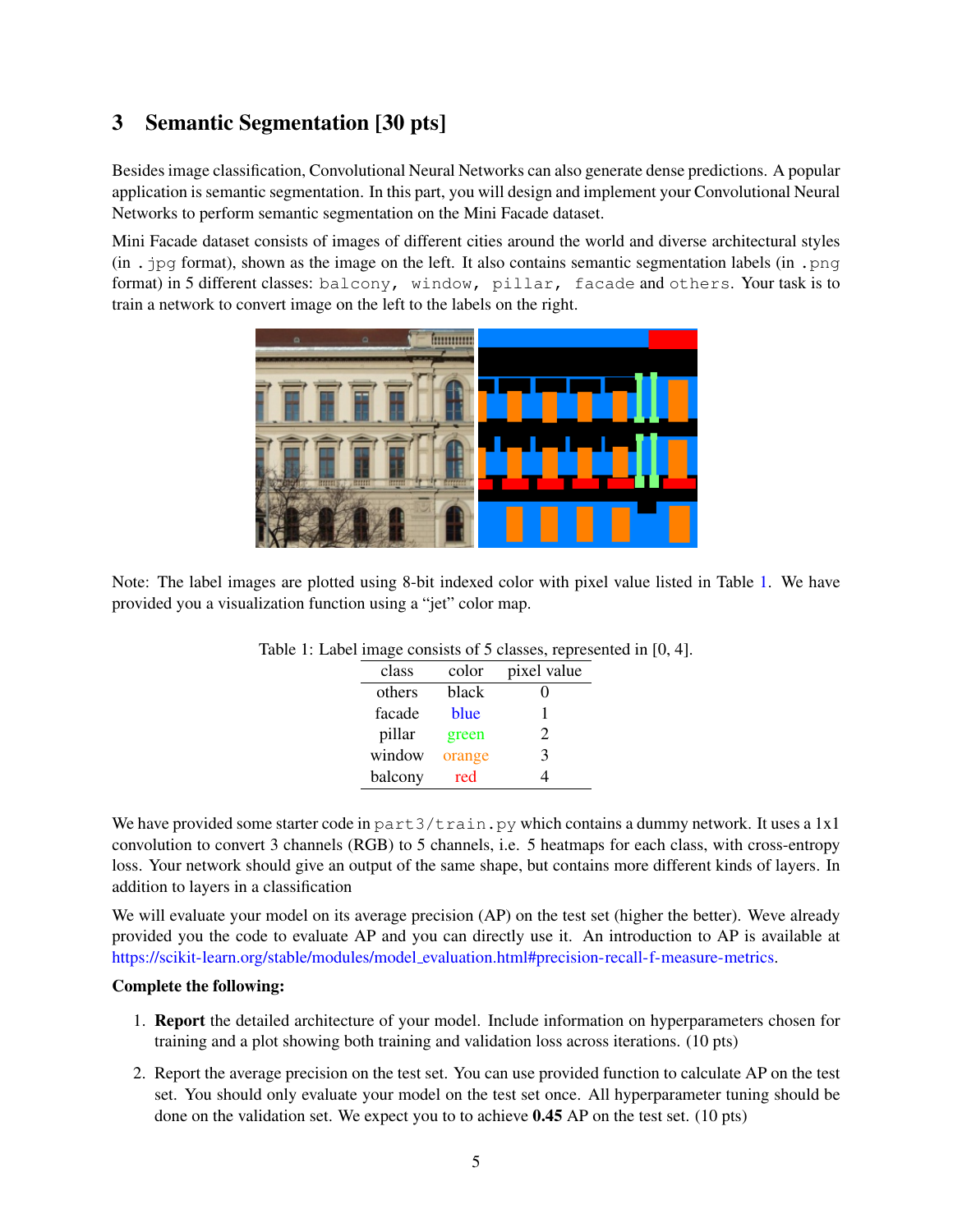## 3 Semantic Segmentation [30 pts]

Besides image classification, Convolutional Neural Networks can also generate dense predictions. A popular application is semantic segmentation. In this part, you will design and implement your Convolutional Neural Networks to perform semantic segmentation on the Mini Facade dataset.

Mini Facade dataset consists of images of different cities around the world and diverse architectural styles (in `.jpg` format), shown as the image on the left. It also contains semantic segmentation labels (in `.png` format) in 5 different classes: `balcony`, `window`, `pillar`, `facade` and `others`. Your task is to train a network to convert image on the left to the labels on the right.

Note: The label images are plotted using 8-bit indexed color with pixel value listed in Table 1. We have provided you a visualization function using a "jet" color map.

Table 1: Label image consists of 5 classes, represented in [0, 4].

| class | color | pixel value |
|---|---|---|
| others | black | 0 |
| facade | blue | 1 |
| pillar | green | 2 |
| window | orange | 3 |
| balcony | red | 4 |

We have provided some starter code in `part3/train.py` which contains a dummy network. It uses a 1x1 convolution to convert 3 channels (RGB) to 5 channels, i.e. 5 heatmaps for each class, with cross-entropy loss. Your network should give an output of the same shape, but contains more different kinds of layers. In addition to layers in a classification

We will evaluate your model on its average precision (AP) on the test set (higher the better). Weve already provided you the code to evaluate AP and you can directly use it. An introduction to AP is available at https://scikit-learn.org/stable/modules/model_evaluation.html#precision-recall-f-measure-metrics.

**Complete the following:**

1. **Report** the detailed architecture of your model. Include information on hyperparameters chosen for training and a plot showing both training and validation loss across iterations. (10 pts)
2. Report the average precision on the test set. You can use provided function to calculate AP on the test set. You should only evaluate your model on the test set once. All hyperparameter tuning should be done on the validation set. We expect you to to achieve **0.45** AP on the test set. (10 pts)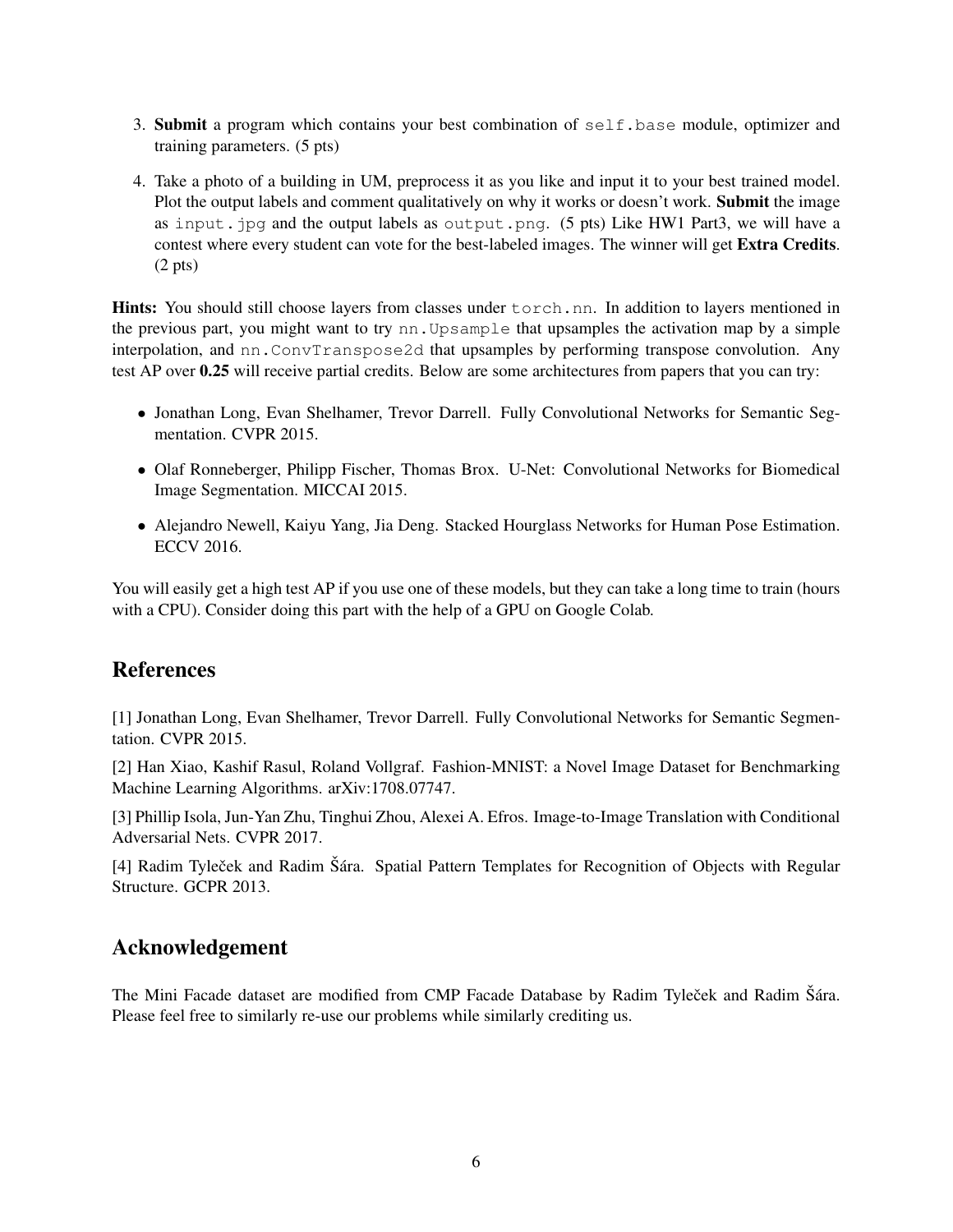3. **Submit** a program which contains your best combination of `self.base` module, optimizer and training parameters. (5 pts)

4. Take a photo of a building in UM, preprocess it as you like and input it to your best trained model. Plot the output labels and comment qualitatively on why it works or doesn't work. **Submit** the image as `input.jpg` and the output labels as `output.png`. (5 pts) Like HW1 Part3, we will have a contest where every student can vote for the best-labeled images. The winner will get **Extra Credits**. (2 pts)

**Hints:** You should still choose layers from classes under `torch.nn`. In addition to layers mentioned in the previous part, you might want to try `nn.Upsample` that upsamples the activation map by a simple interpolation, and `nn.ConvTranspose2d` that upsamples by performing transpose convolution. Any test AP over **0.25** will receive partial credits. Below are some architectures from papers that you can try:

- Jonathan Long, Evan Shelhamer, Trevor Darrell. Fully Convolutional Networks for Semantic Segmentation. CVPR 2015.
- Olaf Ronneberger, Philipp Fischer, Thomas Brox. U-Net: Convolutional Networks for Biomedical Image Segmentation. MICCAI 2015.
- Alejandro Newell, Kaiyu Yang, Jia Deng. Stacked Hourglass Networks for Human Pose Estimation. ECCV 2016.

You will easily get a high test AP if you use one of these models, but they can take a long time to train (hours with a CPU). Consider doing this part with the help of a GPU on Google Colab.

## References

[1] Jonathan Long, Evan Shelhamer, Trevor Darrell. Fully Convolutional Networks for Semantic Segmentation. CVPR 2015.

[2] Han Xiao, Kashif Rasul, Roland Vollgraf. Fashion-MNIST: a Novel Image Dataset for Benchmarking Machine Learning Algorithms. arXiv:1708.07747.

[3] Phillip Isola, Jun-Yan Zhu, Tinghui Zhou, Alexei A. Efros. Image-to-Image Translation with Conditional Adversarial Nets. CVPR 2017.

[4] Radim Tyleček and Radim Šára. Spatial Pattern Templates for Recognition of Objects with Regular Structure. GCPR 2013.

## Acknowledgement

The Mini Facade dataset are modified from CMP Facade Database by Radim Tyleček and Radim Šára. Please feel free to similarly re-use our problems while similarly crediting us.